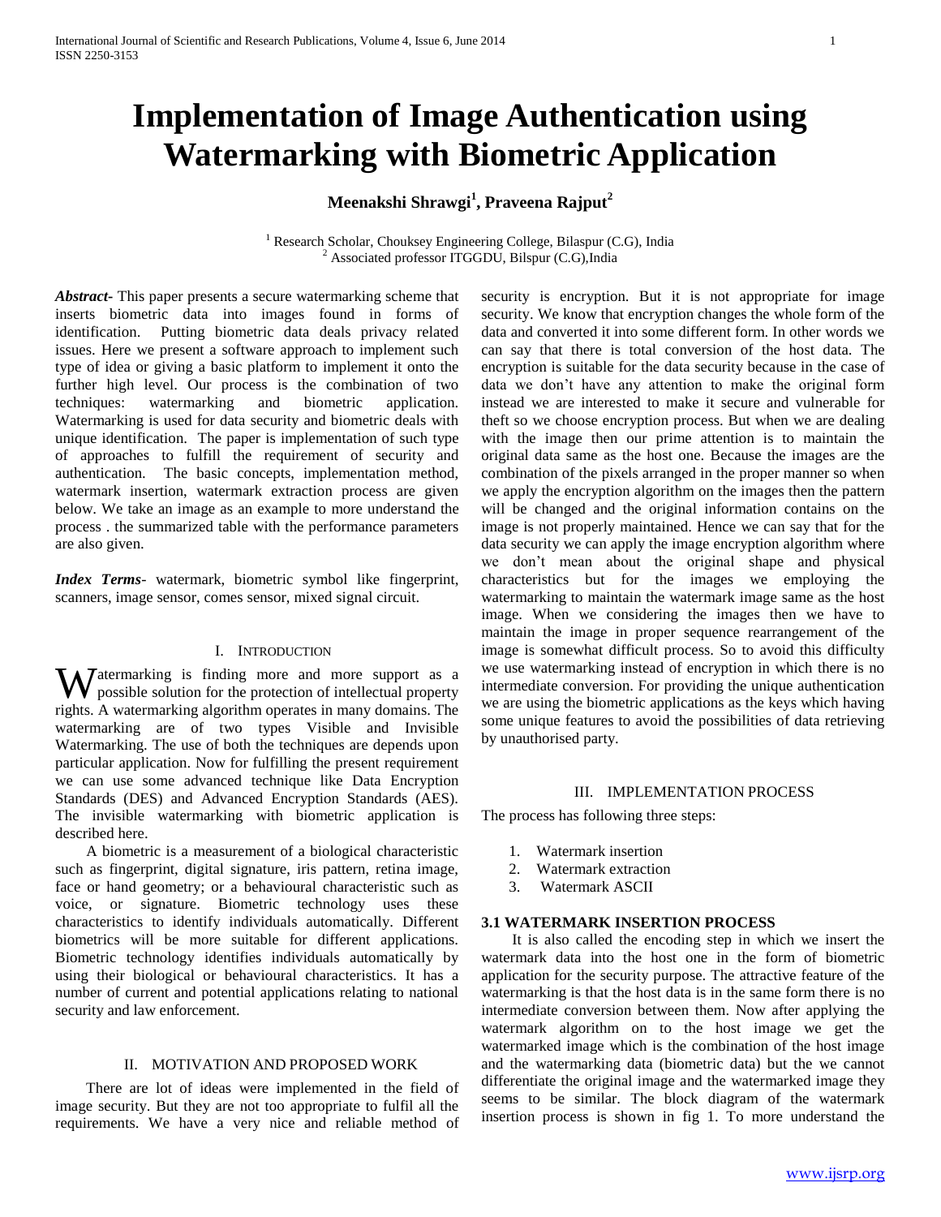# Implementation of Image Authentication using Watermarking with Biometric Application

**Meenakshi Shrawgi[1], Praveena Rajput[2]**

[1] Research Scholar, Chouksey Engineering College, Bilaspur (C.G), India
[2] Associated professor ITGGDU, Bilspur (C.G),India

***Abstract-*** This paper presents a secure watermarking scheme that inserts biometric data into images found in forms of identification. Putting biometric data deals privacy related issues. Here we present a software approach to implement such type of idea or giving a basic platform to implement it onto the further high level. Our process is the combination of two techniques: watermarking and biometric application. Watermarking is used for data security and biometric deals with unique identification. The paper is implementation of such type of approaches to fulfill the requirement of security and authentication. The basic concepts, implementation method, watermark insertion, watermark extraction process are given below. We take an image as an example to more understand the process . the summarized table with the performance parameters are also given.

***Index Terms-*** watermark, biometric symbol like fingerprint, scanners, image sensor, comes sensor, mixed signal circuit.

## I. Introduction

Watermarking is finding more and more support as a possible solution for the protection of intellectual property rights. A watermarking algorithm operates in many domains. The watermarking are of two types Visible and Invisible Watermarking. The use of both the techniques are depends upon particular application. Now for fulfilling the present requirement we can use some advanced technique like Data Encryption Standards (DES) and Advanced Encryption Standards (AES). The invisible watermarking with biometric application is described here.

A biometric is a measurement of a biological characteristic such as fingerprint, digital signature, iris pattern, retina image, face or hand geometry; or a behavioural characteristic such as voice, or signature. Biometric technology uses these characteristics to identify individuals automatically. Different biometrics will be more suitable for different applications. Biometric technology identifies individuals automatically by using their biological or behavioural characteristics. It has a number of current and potential applications relating to national security and law enforcement.

## II. Motivation and Proposed Work

There are lot of ideas were implemented in the field of image security. But they are not too appropriate to fulfil all the requirements. We have a very nice and reliable method of security is encryption. But it is not appropriate for image security. We know that encryption changes the whole form of the data and converted it into some different form. In other words we can say that there is total conversion of the host data. The encryption is suitable for the data security because in the case of data we don't have any attention to make the original form instead we are interested to make it secure and vulnerable for theft so we choose encryption process. But when we are dealing with the image then our prime attention is to maintain the original data same as the host one. Because the images are the combination of the pixels arranged in the proper manner so when we apply the encryption algorithm on the images then the pattern will be changed and the original information contains on the image is not properly maintained. Hence we can say that for the data security we can apply the image encryption algorithm where we don't mean about the original shape and physical characteristics but for the images we employing the watermarking to maintain the watermark image same as the host image. When we considering the images then we have to maintain the image in proper sequence rearrangement of the image is somewhat difficult process. So to avoid this difficulty we use watermarking instead of encryption in which there is no intermediate conversion. For providing the unique authentication we are using the biometric applications as the keys which having some unique features to avoid the possibilities of data retrieving by unauthorised party.

## III. Implementation Process

The process has following three steps:

1. Watermark insertion
2. Watermark extraction
3. Watermark ASCII

### 3.1 WATERMARK INSERTION PROCESS

It is also called the encoding step in which we insert the watermark data into the host one in the form of biometric application for the security purpose. The attractive feature of the watermarking is that the host data is in the same form there is no intermediate conversion between them. Now after applying the watermark algorithm on to the host image we get the watermarked image which is the combination of the host image and the watermarking data (biometric data) but the we cannot differentiate the original image and the watermarked image they seems to be similar. The block diagram of the watermark insertion process is shown in fig 1. To more understand the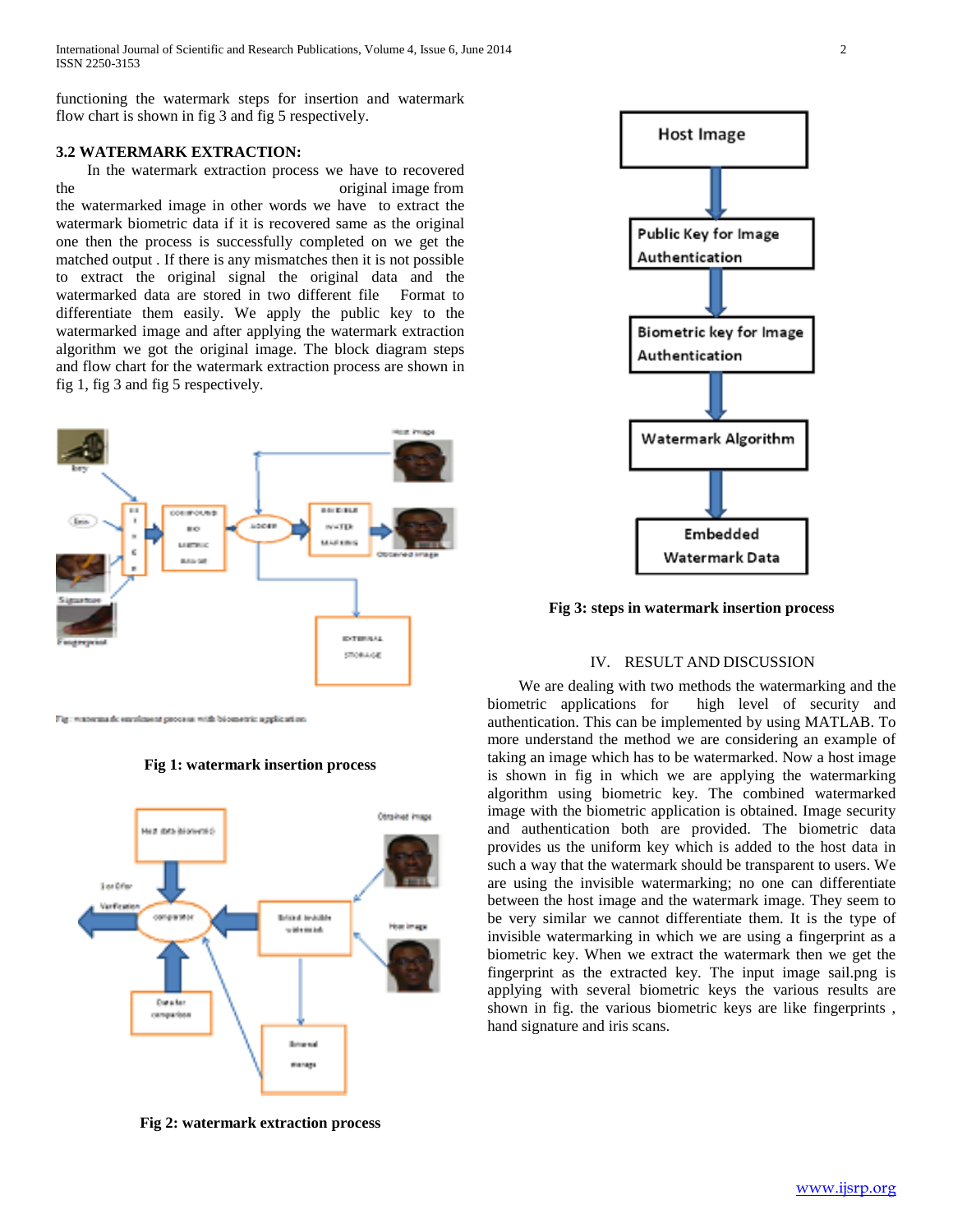functioning the watermark steps for insertion and watermark flow chart is shown in fig 3 and fig 5 respectively.

### 3.2 WATERMARK EXTRACTION:

In the watermark extraction process we have to recovered the original image from the watermarked image in other words we have to extract the watermark biometric data if it is recovered same as the original one then the process is successfully completed on we get the matched output . If there is any mismatches then it is not possible to extract the original signal the original data and the watermarked data are stored in two different file Format to differentiate them easily. We apply the public key to the watermarked image and after applying the watermark extraction algorithm we got the original image. The block diagram steps and flow chart for the watermark extraction process are shown in fig 1, fig 3 and fig 5 respectively.

**Fig 1: watermark insertion process**

**Fig 2: watermark extraction process**

**Fig 3: steps in watermark insertion process**

## IV. RESULT AND DISCUSSION

We are dealing with two methods the watermarking and the biometric applications for high level of security and authentication. This can be implemented by using MATLAB. To more understand the method we are considering an example of taking an image which has to be watermarked. Now a host image is shown in fig in which we are applying the watermarking algorithm using biometric key. The combined watermarked image with the biometric application is obtained. Image security and authentication both are provided. The biometric data provides us the uniform key which is added to the host data in such a way that the watermark should be transparent to users. We are using the invisible watermarking; no one can differentiate between the host image and the watermark image. They seem to be very similar we cannot differentiate them. It is the type of invisible watermarking in which we are using a fingerprint as a biometric key. When we extract the watermark then we get the fingerprint as the extracted key. The input image sail.png is applying with several biometric keys the various results are shown in fig. the various biometric keys are like fingerprints , hand signature and iris scans.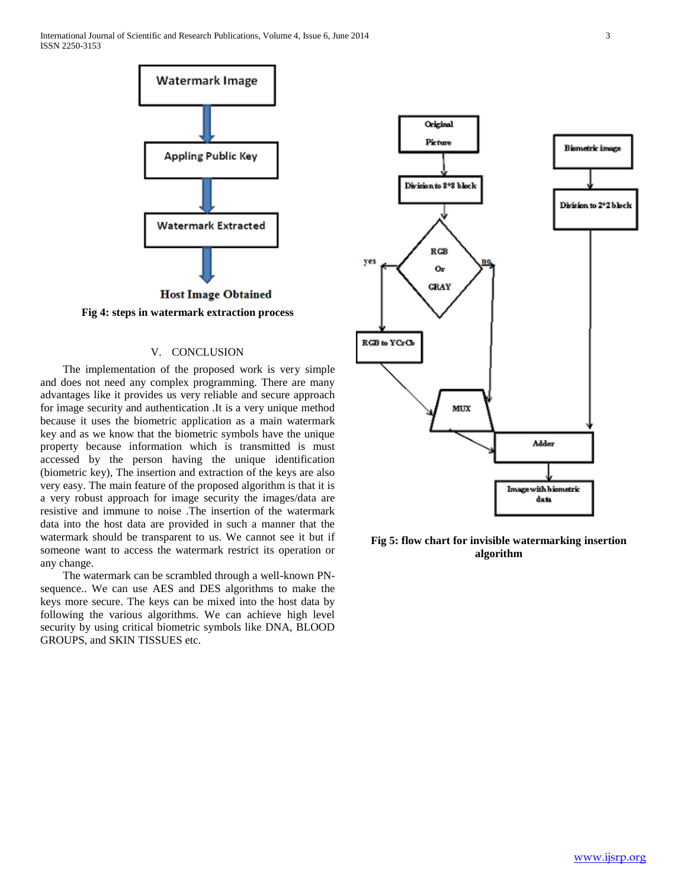Watermark Image

Appling Public Key

Watermark Extracted

Host Image Obtained

**Fig 4: steps in watermark extraction process**

Original Picture

Division to 8*8 block

RGB Or GRAY

yes

no

RGB to YCrCb

MUX

Biometric image

Division to 2*2 block

Adder

Image with biometric data

**Fig 5: flow chart for invisible watermarking insertion algorithm**

## V. CONCLUSION

The implementation of the proposed work is very simple and does not need any complex programming. There are many advantages like it provides us very reliable and secure approach for image security and authentication .It is a very unique method because it uses the biometric application as a main watermark key and as we know that the biometric symbols have the unique property because information which is transmitted is must accessed by the person having the unique identification (biometric key), The insertion and extraction of the keys are also very easy. The main feature of the proposed algorithm is that it is a very robust approach for image security the images/data are resistive and immune to noise .The insertion of the watermark data into the host data are provided in such a manner that the watermark should be transparent to us. We cannot see it but if someone want to access the watermark restrict its operation or any change.

The watermark can be scrambled through a well-known PN-sequence.. We can use AES and DES algorithms to make the keys more secure. The keys can be mixed into the host data by following the various algorithms. We can achieve high level security by using critical biometric symbols like DNA, BLOOD GROUPS, and SKIN TISSUES etc.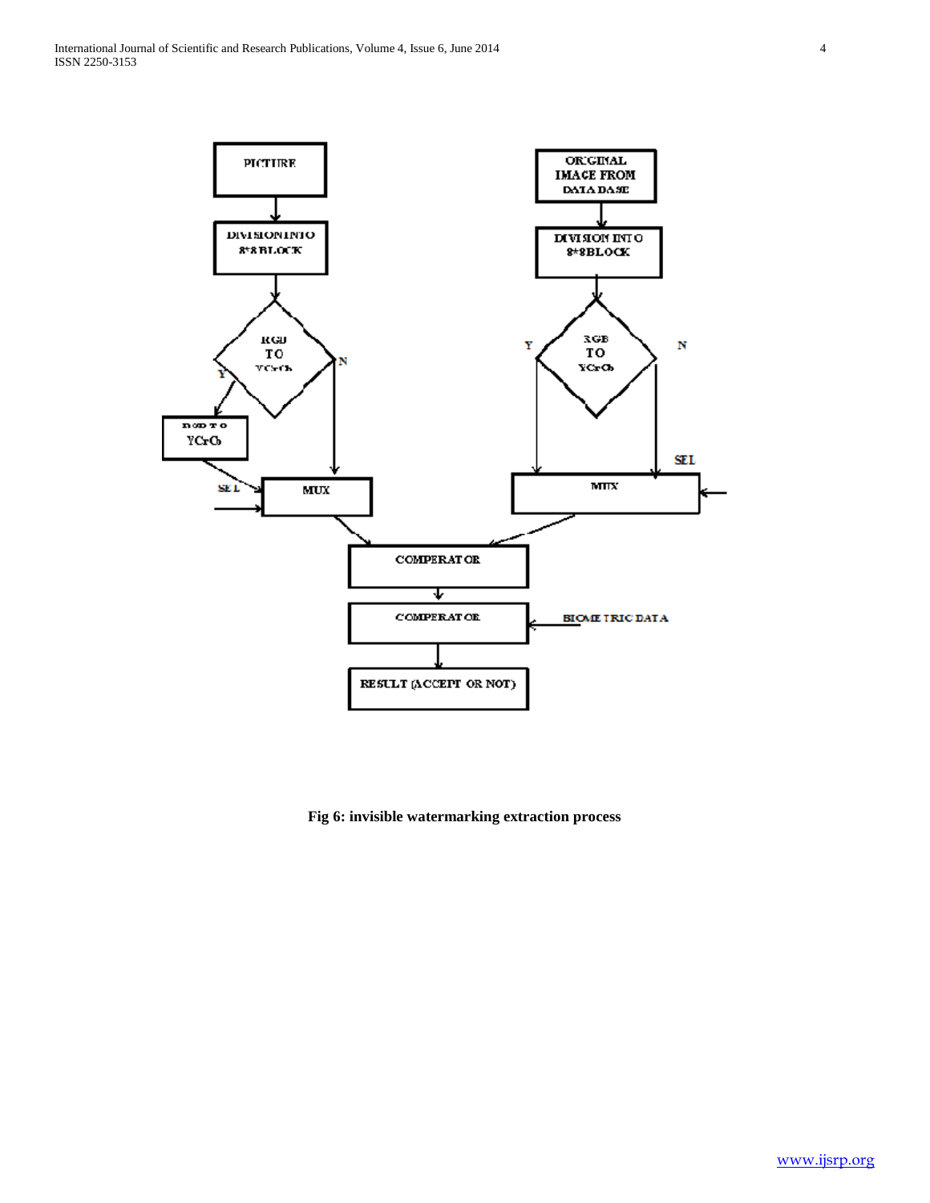Fig 6: invisible watermarking extraction process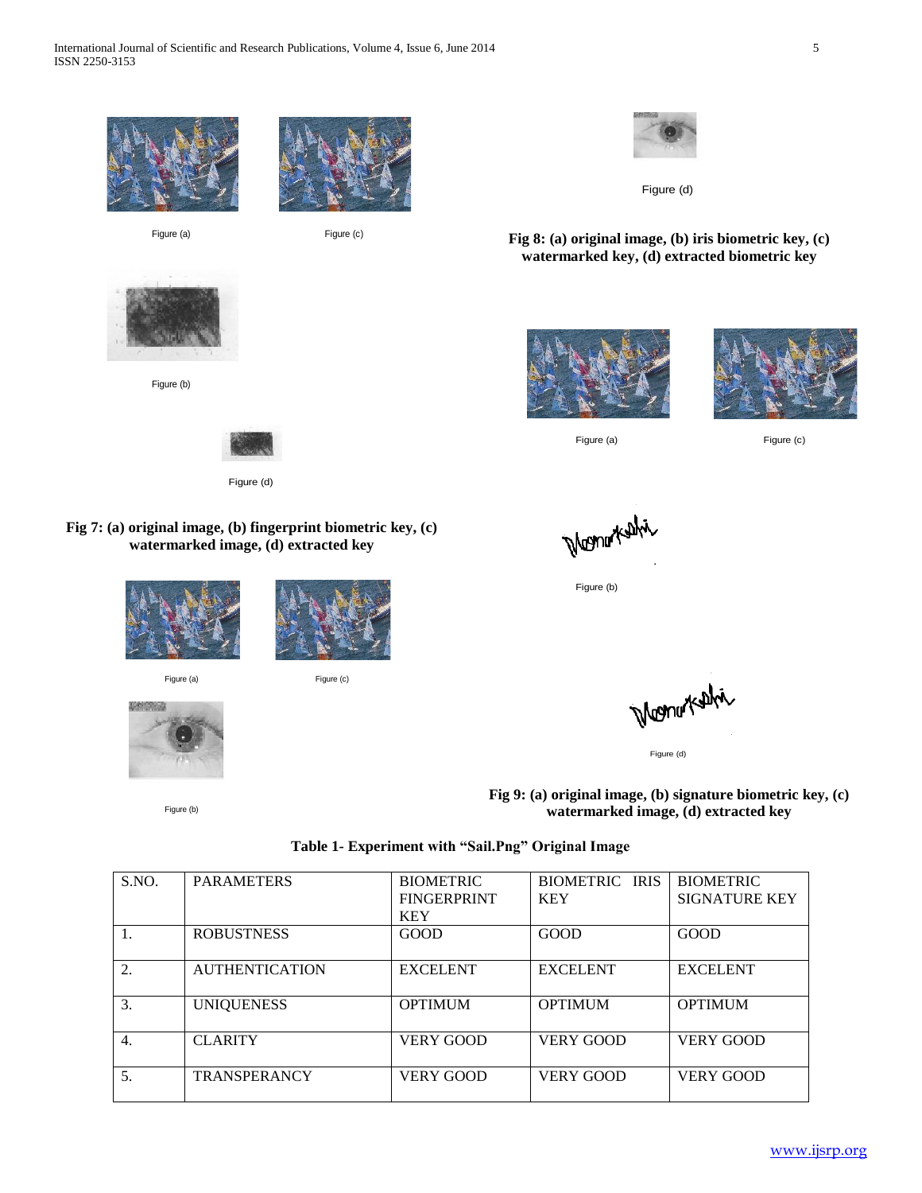Figure (a)

Figure (c)

Figure (b)

Figure (d)

**Fig 7: (a) original image, (b) fingerprint biometric key, (c) watermarked image, (d) extracted key**

Figure (a)

Figure (c)

Figure (b)

Figure (d)

**Fig 8: (a) original image, (b) iris biometric key, (c) watermarked key, (d) extracted biometric key**

Figure (a)

Figure (c)

Figure (b)

Figure (d)

**Fig 9: (a) original image, (b) signature biometric key, (c) watermarked image, (d) extracted key**

**Table 1- Experiment with "Sail.Png" Original Image**

| S.NO. | PARAMETERS | BIOMETRIC FINGERPRINT KEY | BIOMETRIC IRIS KEY | BIOMETRIC SIGNATURE KEY |
|---|---|---|---|---|
| 1. | ROBUSTNESS | GOOD | GOOD | GOOD |
| 2. | AUTHENTICATION | EXCELENT | EXCELENT | EXCELENT |
| 3. | UNIQUENESS | OPTIMUM | OPTIMUM | OPTIMUM |
| 4. | CLARITY | VERY GOOD | VERY GOOD | VERY GOOD |
| 5. | TRANSPERANCY | VERY GOOD | VERY GOOD | VERY GOOD |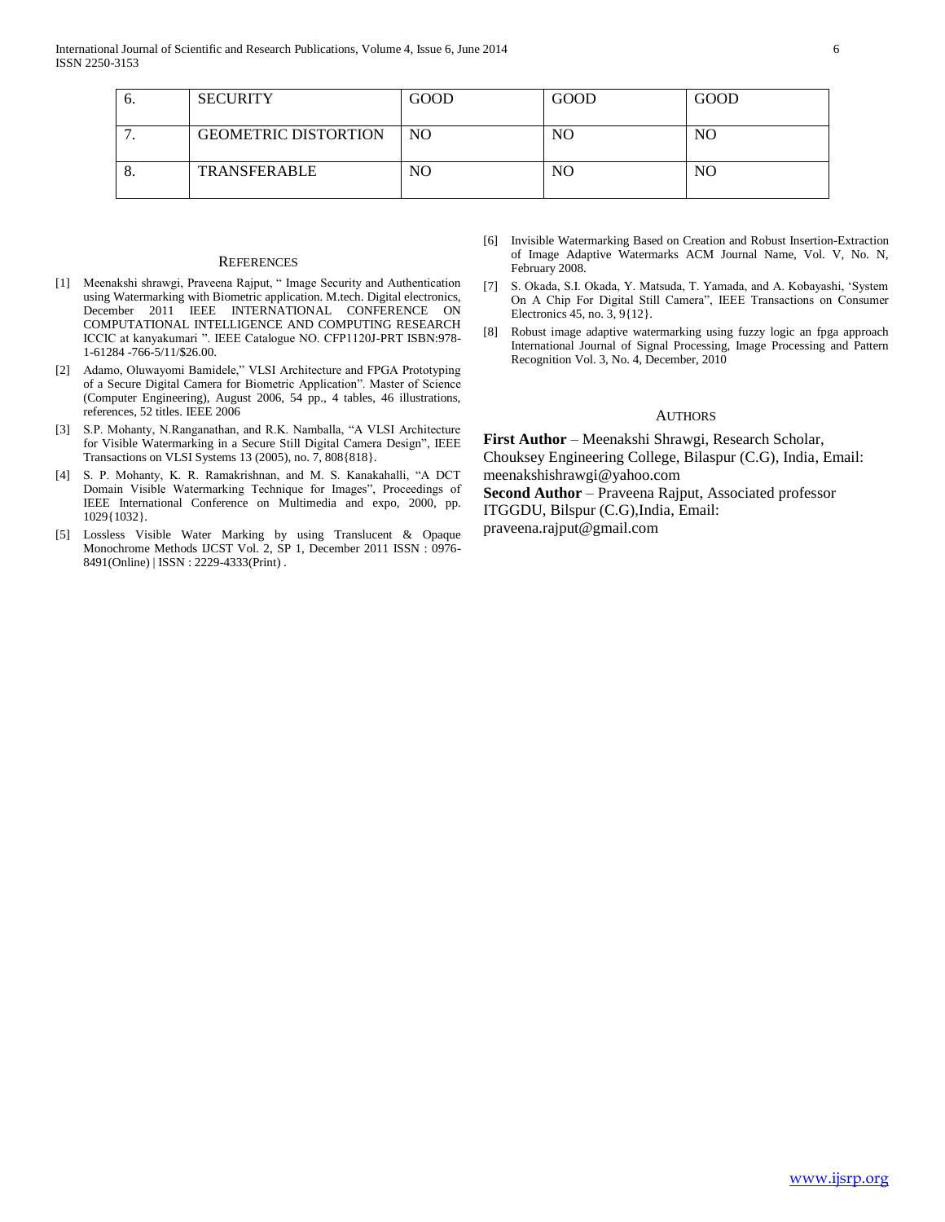| | | | | |
|---|---|---|---|---|
| 6. | SECURITY | GOOD | GOOD | GOOD |
| 7. | GEOMETRIC DISTORTION | NO | NO | NO |
| 8. | TRANSFERABLE | NO | NO | NO |

## REFERENCES

[1] Meenakshi shrawgi, Praveena Rajput, " Image Security and Authentication using Watermarking with Biometric application. M.tech. Digital electronics, December 2011 IEEE INTERNATIONAL CONFERENCE ON COMPUTATIONAL INTELLIGENCE AND COMPUTING RESEARCH ICCIC at kanyakumari ". IEEE Catalogue NO. CFP1120J-PRT ISBN:978-1-61284 -766-5/11/$26.00.

[2] Adamo, Oluwayomi Bamidele," VLSI Architecture and FPGA Prototyping of a Secure Digital Camera for Biometric Application". Master of Science (Computer Engineering), August 2006, 54 pp., 4 tables, 46 illustrations, references, 52 titles. IEEE 2006

[3] S.P. Mohanty, N.Ranganathan, and R.K. Namballa, "A VLSI Architecture for Visible Watermarking in a Secure Still Digital Camera Design", IEEE Transactions on VLSI Systems 13 (2005), no. 7, 808{818}.

[4] S. P. Mohanty, K. R. Ramakrishnan, and M. S. Kanakahalli, "A DCT Domain Visible Watermarking Technique for Images", Proceedings of IEEE International Conference on Multimedia and expo, 2000, pp. 1029{1032}.

[5] Lossless Visible Water Marking by using Translucent & Opaque Monochrome Methods IJCST Vol. 2, SP 1, December 2011 ISSN : 0976-8491(Online) | ISSN : 2229-4333(Print) .

[6] Invisible Watermarking Based on Creation and Robust Insertion-Extraction of Image Adaptive Watermarks ACM Journal Name, Vol. V, No. N, February 2008.

[7] S. Okada, S.I. Okada, Y. Matsuda, T. Yamada, and A. Kobayashi, 'System On A Chip For Digital Still Camera", IEEE Transactions on Consumer Electronics 45, no. 3, 9{12}.

[8] Robust image adaptive watermarking using fuzzy logic an fpga approach International Journal of Signal Processing, Image Processing and Pattern Recognition Vol. 3, No. 4, December, 2010

## AUTHORS

**First Author** – Meenakshi Shrawgi, Research Scholar, Chouksey Engineering College, Bilaspur (C.G), India, Email: meenakshishrawgi@yahoo.com

**Second Author** – Praveena Rajput, Associated professor ITGGDU, Bilspur (C.G),India, Email: praveena.rajput@gmail.com